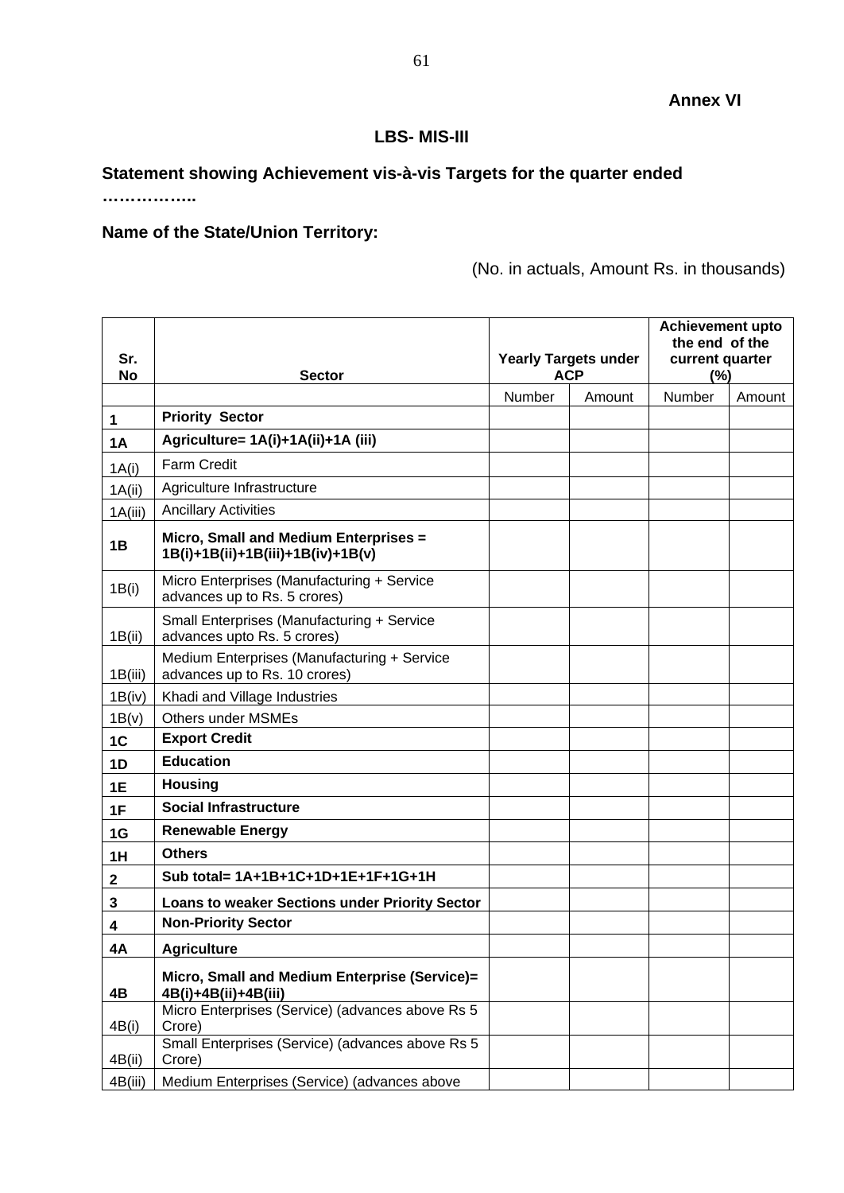**Annex VI**

## LBS- MIS-III

**Statement showing Achievement vis-à-vis Targets for the quarter ended ……………..**

**Name of the State/Union Territory:**

(No. in actuals, Amount Rs. in thousands)

| Sr. No | Sector | Yearly Targets under ACP | | Achievement upto the end of the current quarter (%) | |
|---|---|---|---|---|---|
| | | Number | Amount | Number | Amount |
| **1** | **Priority Sector** | | | | |
| **1A** | **Agriculture= 1A(i)+1A(ii)+1A (iii)** | | | | |
| 1A(i) | Farm Credit | | | | |
| 1A(ii) | Agriculture Infrastructure | | | | |
| 1A(iii) | Ancillary Activities | | | | |
| **1B** | **Micro, Small and Medium Enterprises = 1B(i)+1B(ii)+1B(iii)+1B(iv)+1B(v)** | | | | |
| 1B(i) | Micro Enterprises (Manufacturing + Service advances up to Rs. 5 crores) | | | | |
| 1B(ii) | Small Enterprises (Manufacturing + Service advances upto Rs. 5 crores) | | | | |
| 1B(iii) | Medium Enterprises (Manufacturing + Service advances up to Rs. 10 crores) | | | | |
| 1B(iv) | Khadi and Village Industries | | | | |
| 1B(v) | Others under MSMEs | | | | |
| **1C** | **Export Credit** | | | | |
| **1D** | **Education** | | | | |
| **1E** | **Housing** | | | | |
| **1F** | **Social Infrastructure** | | | | |
| **1G** | **Renewable Energy** | | | | |
| **1H** | **Others** | | | | |
| **2** | **Sub total= 1A+1B+1C+1D+1E+1F+1G+1H** | | | | |
| **3** | **Loans to weaker Sections under Priority Sector** | | | | |
| **4** | **Non-Priority Sector** | | | | |
| **4A** | **Agriculture** | | | | |
| **4B** | **Micro, Small and Medium Enterprise (Service)= 4B(i)+4B(ii)+4B(iii)** | | | | |
| 4B(i) | Micro Enterprises (Service) (advances above Rs 5 Crore) | | | | |
| 4B(ii) | Small Enterprises (Service) (advances above Rs 5 Crore) | | | | |
| 4B(iii) | Medium Enterprises (Service) (advances above | | | | |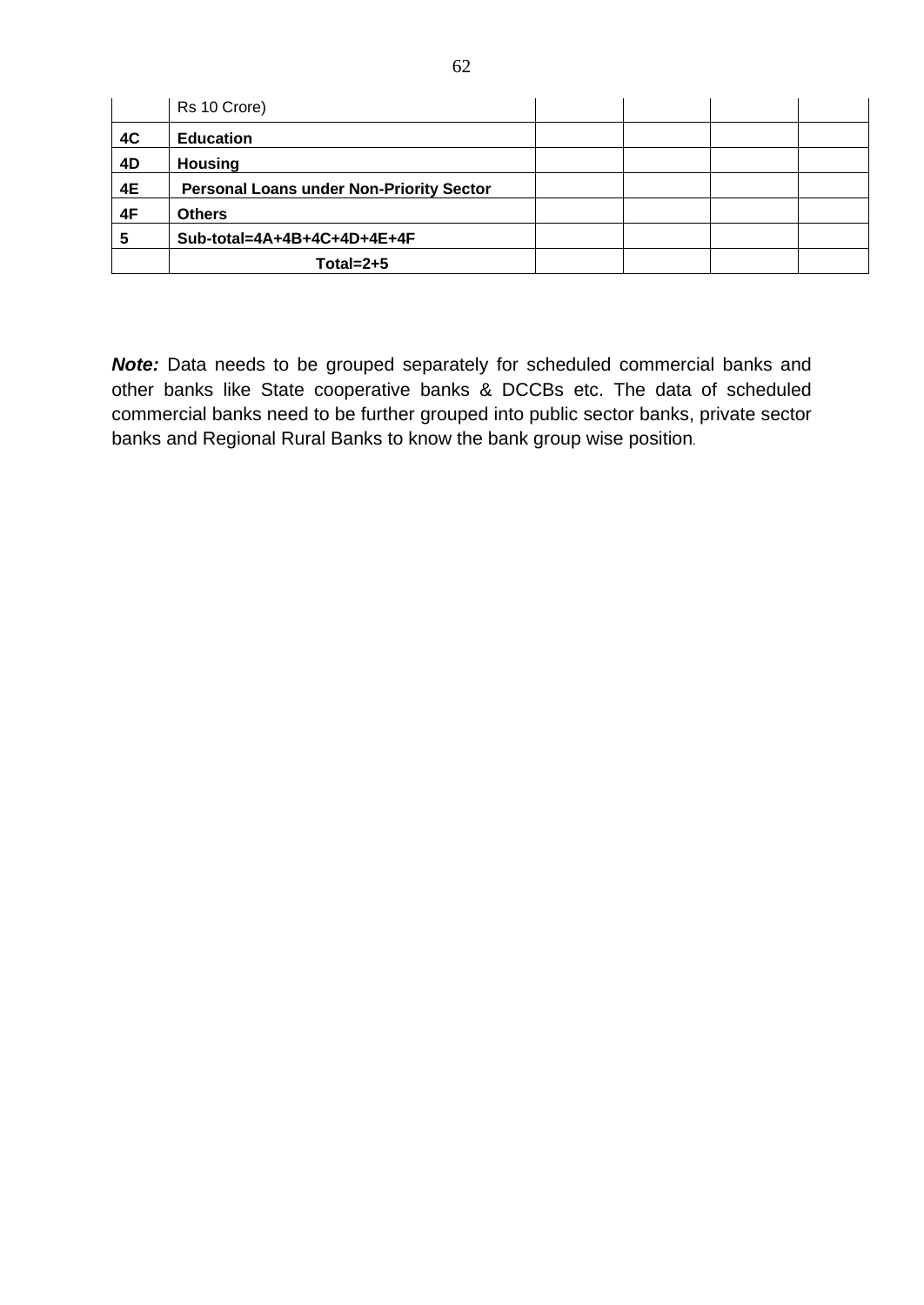| | | | | | |
|---|---|---|---|---|---|
| | Rs 10 Crore) | | | | |
| **4C** | **Education** | | | | |
| **4D** | **Housing** | | | | |
| **4E** | **Personal Loans under Non-Priority Sector** | | | | |
| **4F** | **Others** | | | | |
| **5** | **Sub-total=4A+4B+4C+4D+4E+4F** | | | | |
| | **Total=2+5** | | | | |

***Note:*** Data needs to be grouped separately for scheduled commercial banks and other banks like State cooperative banks & DCCBs etc. The data of scheduled commercial banks need to be further grouped into public sector banks, private sector banks and Regional Rural Banks to know the bank group wise position.